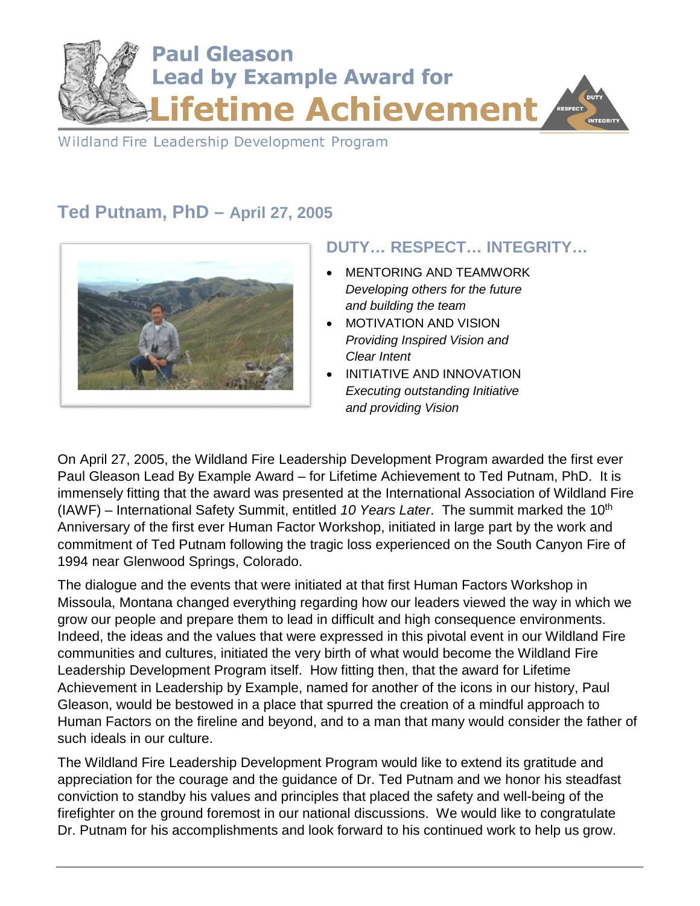# Paul Gleason Lead by Example Award for Lifetime Achievement

Wildland Fire Leadership Development Program

## Ted Putnam, PhD – April 27, 2005

### DUTY… RESPECT… INTEGRITY…

- MENTORING AND TEAMWORK
  *Developing others for the future and building the team*
- MOTIVATION AND VISION
  *Providing Inspired Vision and Clear Intent*
- INITIATIVE AND INNOVATION
  *Executing outstanding Initiative and providing Vision*

On April 27, 2005, the Wildland Fire Leadership Development Program awarded the first ever Paul Gleason Lead By Example Award – for Lifetime Achievement to Ted Putnam, PhD. It is immensely fitting that the award was presented at the International Association of Wildland Fire (IAWF) – International Safety Summit, entitled *10 Years Later*. The summit marked the 10th Anniversary of the first ever Human Factor Workshop, initiated in large part by the work and commitment of Ted Putnam following the tragic loss experienced on the South Canyon Fire of 1994 near Glenwood Springs, Colorado.

The dialogue and the events that were initiated at that first Human Factors Workshop in Missoula, Montana changed everything regarding how our leaders viewed the way in which we grow our people and prepare them to lead in difficult and high consequence environments. Indeed, the ideas and the values that were expressed in this pivotal event in our Wildland Fire communities and cultures, initiated the very birth of what would become the Wildland Fire Leadership Development Program itself. How fitting then, that the award for Lifetime Achievement in Leadership by Example, named for another of the icons in our history, Paul Gleason, would be bestowed in a place that spurred the creation of a mindful approach to Human Factors on the fireline and beyond, and to a man that many would consider the father of such ideals in our culture.

The Wildland Fire Leadership Development Program would like to extend its gratitude and appreciation for the courage and the guidance of Dr. Ted Putnam and we honor his steadfast conviction to standby his values and principles that placed the safety and well-being of the firefighter on the ground foremost in our national discussions. We would like to congratulate Dr. Putnam for his accomplishments and look forward to his continued work to help us grow.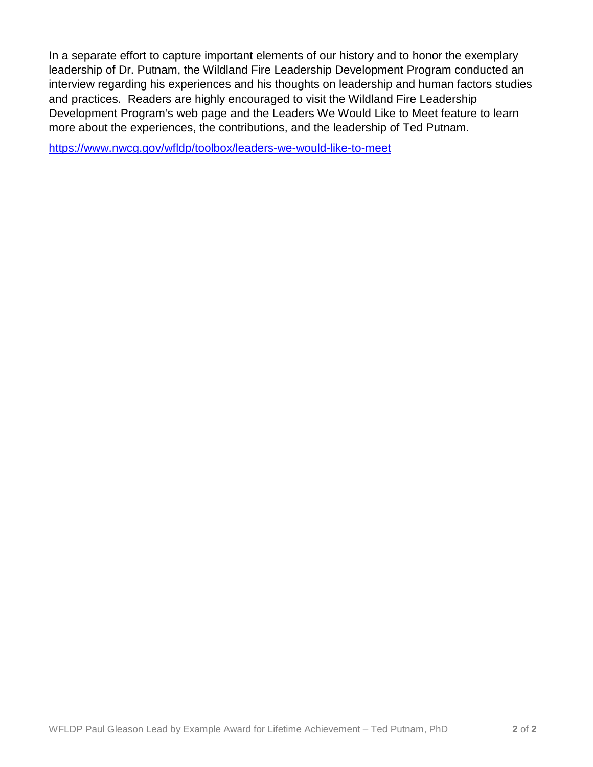In a separate effort to capture important elements of our history and to honor the exemplary leadership of Dr. Putnam, the Wildland Fire Leadership Development Program conducted an interview regarding his experiences and his thoughts on leadership and human factors studies and practices. Readers are highly encouraged to visit the Wildland Fire Leadership Development Program's web page and the Leaders We Would Like to Meet feature to learn more about the experiences, the contributions, and the leadership of Ted Putnam.

[https://www.nwcg.gov/wfldp/toolbox/leaders-we-would-like-to-meet](https://www.nwcg.gov/wfldp/toolbox/leaders-we-would-like-to-meet)